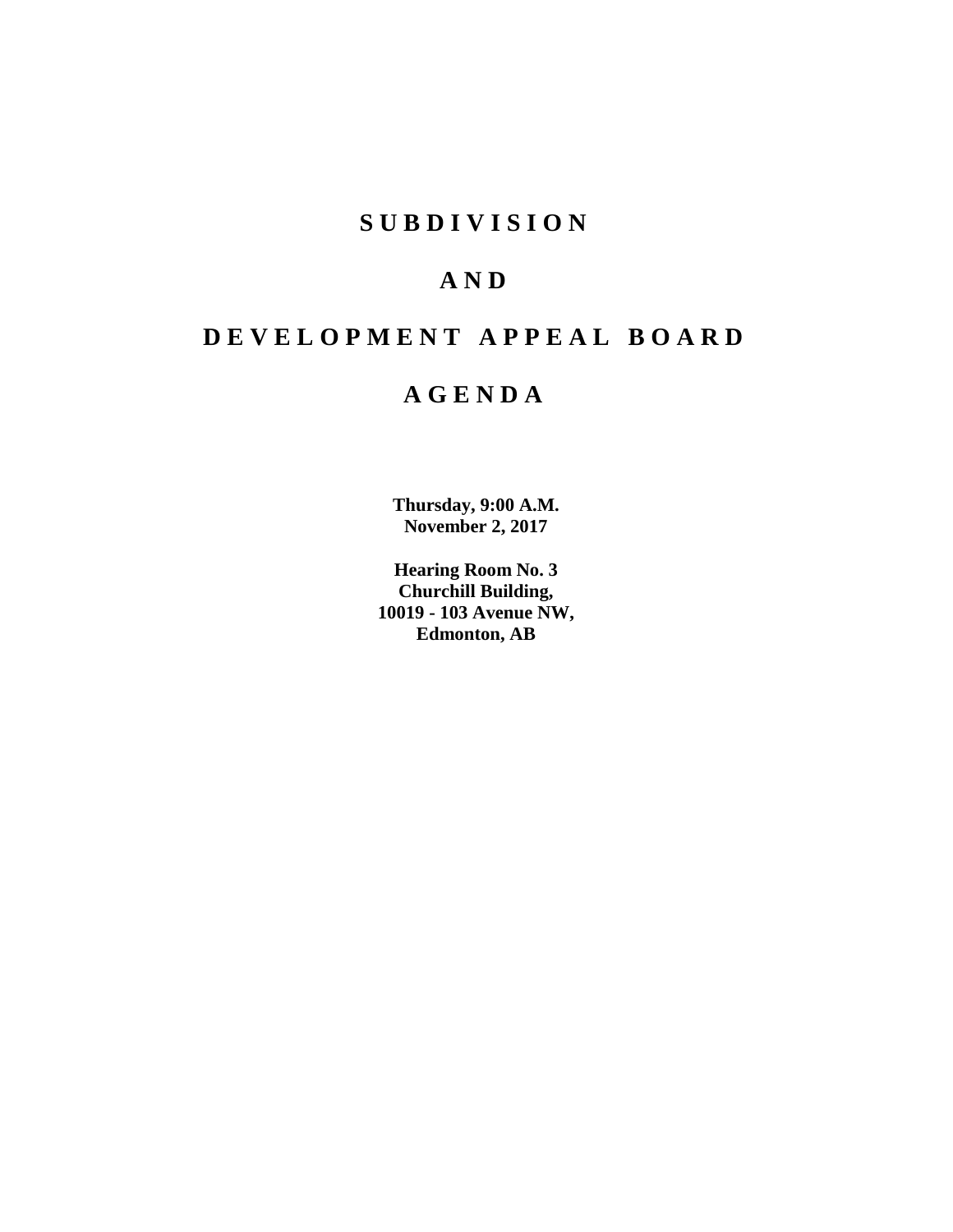# SUBDIVISION

# AND

# DEVELOPMENT APPEAL BOARD

# AGENDA

**Thursday, 9:00 A.M.**
**November 2, 2017**

**Hearing Room No. 3**
**Churchill Building,**
**10019 - 103 Avenue NW,**
**Edmonton, AB**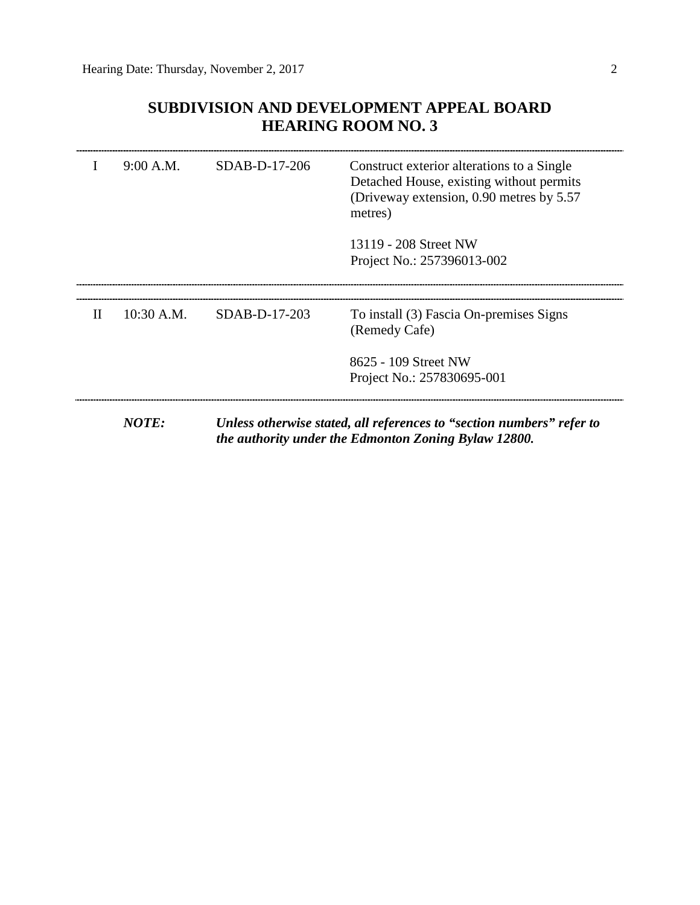## SUBDIVISION AND DEVELOPMENT APPEAL BOARD
## HEARING ROOM NO. 3

---

| | | | |
|---|---|---|---|
| I | 9:00 A.M. | SDAB-D-17-206 | Construct exterior alterations to a Single Detached House, existing without permits (Driveway extension, 0.90 metres by 5.57 metres)<br><br>13119 - 208 Street NW<br>Project No.: 257396013-002 |

---

| | | | |
|---|---|---|---|
| II | 10:30 A.M. | SDAB-D-17-203 | To install (3) Fascia On-premises Signs (Remedy Cafe)<br><br>8625 - 109 Street NW<br>Project No.: 257830695-001 |

---

***NOTE:*** ***Unless otherwise stated, all references to "section numbers" refer to the authority under the Edmonton Zoning Bylaw 12800.***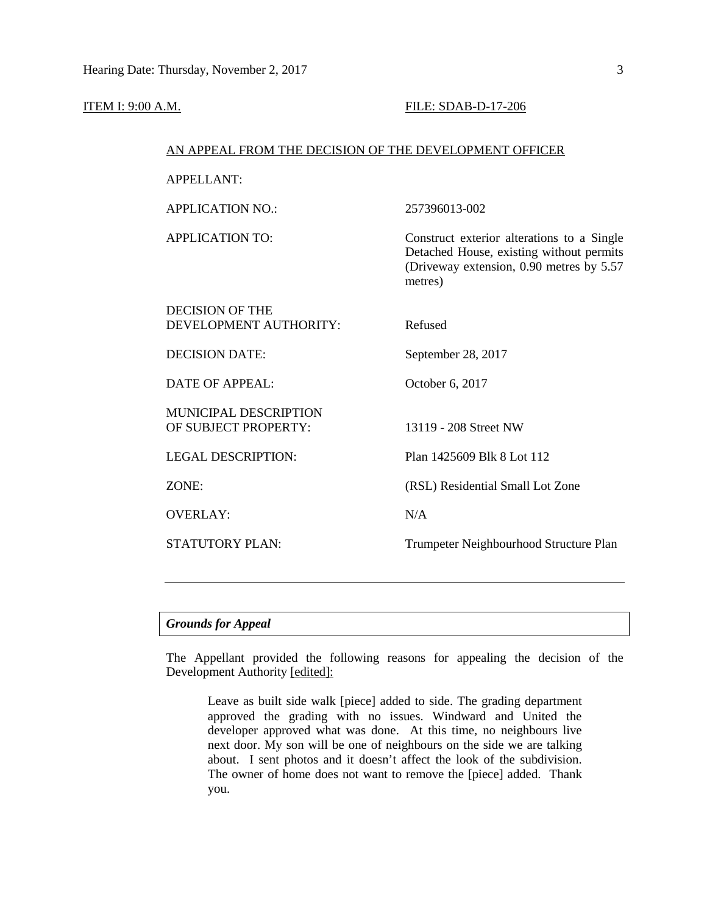ITEM I: 9:00 A.M. FILE: SDAB-D-17-206

AN APPEAL FROM THE DECISION OF THE DEVELOPMENT OFFICER

| | |
|---|---|
| APPELLANT: | |
| APPLICATION NO.: | 257396013-002 |
| APPLICATION TO: | Construct exterior alterations to a Single Detached House, existing without permits (Driveway extension, 0.90 metres by 5.57 metres) |
| DECISION OF THE DEVELOPMENT AUTHORITY: | Refused |
| DECISION DATE: | September 28, 2017 |
| DATE OF APPEAL: | October 6, 2017 |
| MUNICIPAL DESCRIPTION OF SUBJECT PROPERTY: | 13119 - 208 Street NW |
| LEGAL DESCRIPTION: | Plan 1425609 Blk 8 Lot 112 |
| ZONE: | (RSL) Residential Small Lot Zone |
| OVERLAY: | N/A |
| STATUTORY PLAN: | Trumpeter Neighbourhood Structure Plan |

---

### *Grounds for Appeal*

The Appellant provided the following reasons for appealing the decision of the Development Authority [edited]:

> Leave as built side walk [piece] added to side. The grading department approved the grading with no issues. Windward and United the developer approved what was done. At this time, no neighbours live next door. My son will be one of neighbours on the side we are talking about. I sent photos and it doesn't affect the look of the subdivision. The owner of home does not want to remove the [piece] added. Thank you.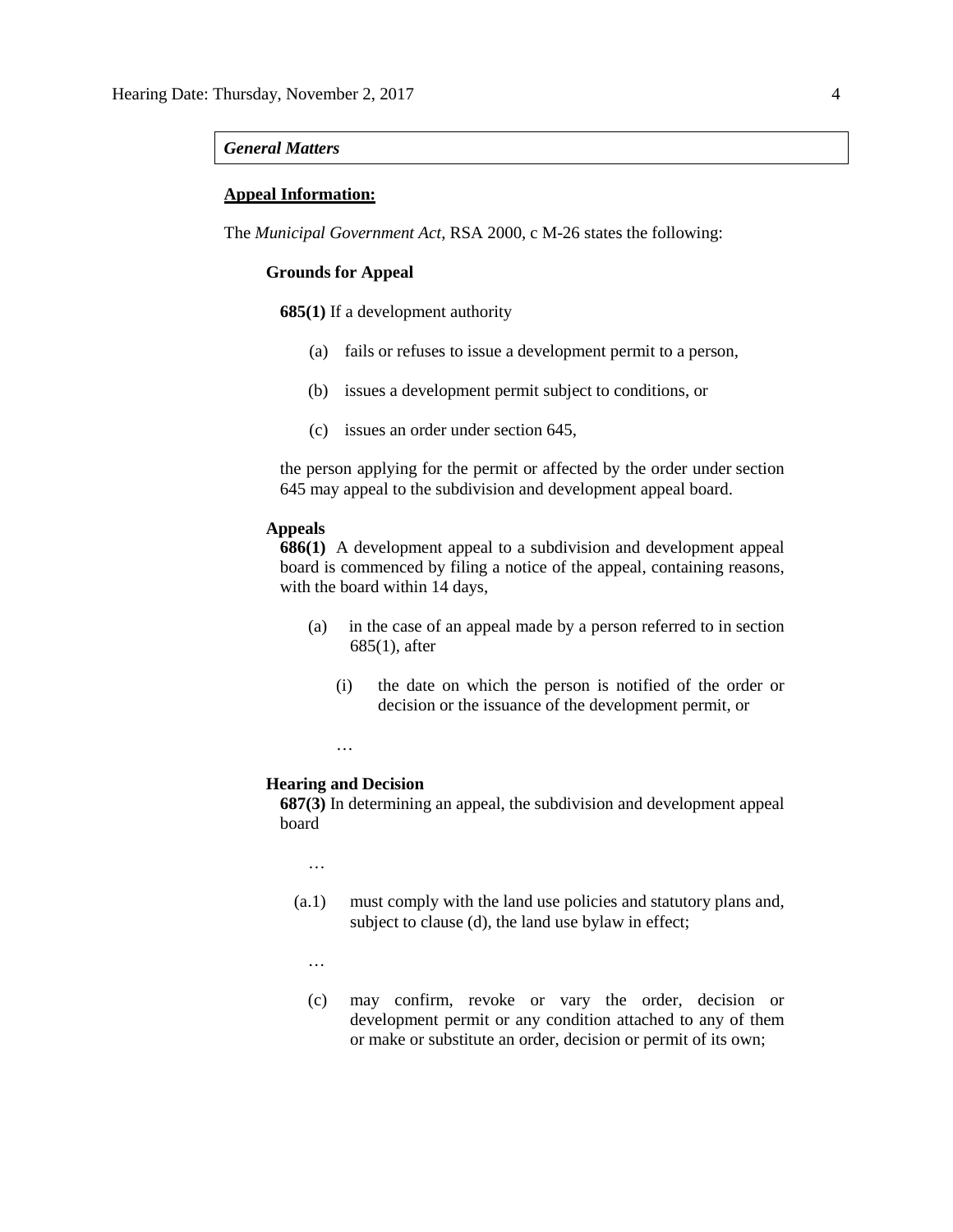***General Matters***

**Appeal Information:**

The *Municipal Government Act*, RSA 2000, c M-26 states the following:

**Grounds for Appeal**

**685(1)** If a development authority

(a) fails or refuses to issue a development permit to a person,

(b) issues a development permit subject to conditions, or

(c) issues an order under section 645,

the person applying for the permit or affected by the order under section 645 may appeal to the subdivision and development appeal board.

**Appeals**

**686(1)** A development appeal to a subdivision and development appeal board is commenced by filing a notice of the appeal, containing reasons, with the board within 14 days,

(a) in the case of an appeal made by a person referred to in section 685(1), after

(i) the date on which the person is notified of the order or decision or the issuance of the development permit, or

…

**Hearing and Decision**

**687(3)** In determining an appeal, the subdivision and development appeal board

…

(a.1) must comply with the land use policies and statutory plans and, subject to clause (d), the land use bylaw in effect;

…

(c) may confirm, revoke or vary the order, decision or development permit or any condition attached to any of them or make or substitute an order, decision or permit of its own;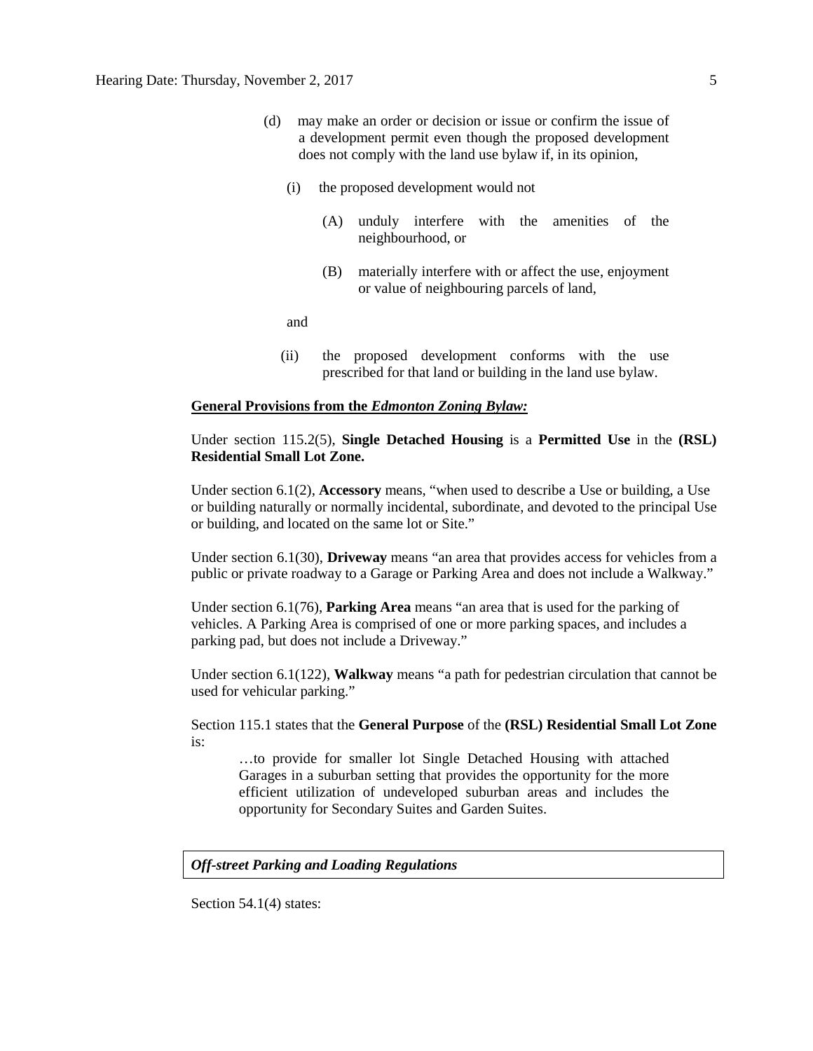(d) may make an order or decision or issue or confirm the issue of a development permit even though the proposed development does not comply with the land use bylaw if, in its opinion,

   (i) the proposed development would not

      (A) unduly interfere with the amenities of the neighbourhood, or

      (B) materially interfere with or affect the use, enjoyment or value of neighbouring parcels of land,

   and

   (ii) the proposed development conforms with the use prescribed for that land or building in the land use bylaw.

**General Provisions from the *Edmonton Zoning Bylaw:***

Under section 115.2(5), **Single Detached Housing** is a **Permitted Use** in the **(RSL) Residential Small Lot Zone.**

Under section 6.1(2), **Accessory** means, "when used to describe a Use or building, a Use or building naturally or normally incidental, subordinate, and devoted to the principal Use or building, and located on the same lot or Site."

Under section 6.1(30), **Driveway** means "an area that provides access for vehicles from a public or private roadway to a Garage or Parking Area and does not include a Walkway."

Under section 6.1(76), **Parking Area** means "an area that is used for the parking of vehicles. A Parking Area is comprised of one or more parking spaces, and includes a parking pad, but does not include a Driveway."

Under section 6.1(122), **Walkway** means "a path for pedestrian circulation that cannot be used for vehicular parking."

Section 115.1 states that the **General Purpose** of the **(RSL) Residential Small Lot Zone** is:

> …to provide for smaller lot Single Detached Housing with attached Garages in a suburban setting that provides the opportunity for the more efficient utilization of undeveloped suburban areas and includes the opportunity for Secondary Suites and Garden Suites.

***Off-street Parking and Loading Regulations***

Section 54.1(4) states: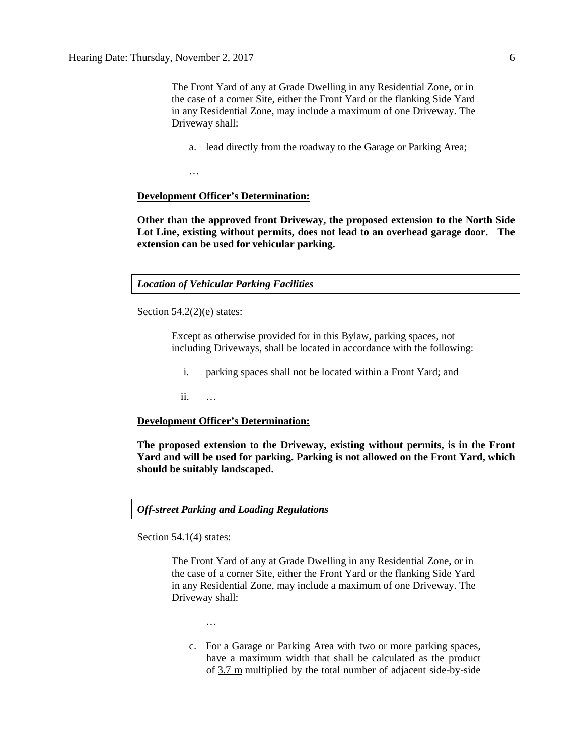> The Front Yard of any at Grade Dwelling in any Residential Zone, or in the case of a corner Site, either the Front Yard or the flanking Side Yard in any Residential Zone, may include a maximum of one Driveway. The Driveway shall:
>
> a. lead directly from the roadway to the Garage or Parking Area;
>
> …

**Development Officer's Determination:**

**Other than the approved front Driveway, the proposed extension to the North Side Lot Line, existing without permits, does not lead to an overhead garage door. The extension can be used for vehicular parking.**

***Location of Vehicular Parking Facilities***

Section 54.2(2)(e) states:

> Except as otherwise provided for in this Bylaw, parking spaces, not including Driveways, shall be located in accordance with the following:
>
> i. parking spaces shall not be located within a Front Yard; and
>
> ii. …

**Development Officer's Determination:**

**The proposed extension to the Driveway, existing without permits, is in the Front Yard and will be used for parking. Parking is not allowed on the Front Yard, which should be suitably landscaped.**

***Off-street Parking and Loading Regulations***

Section 54.1(4) states:

> The Front Yard of any at Grade Dwelling in any Residential Zone, or in the case of a corner Site, either the Front Yard or the flanking Side Yard in any Residential Zone, may include a maximum of one Driveway. The Driveway shall:
>
> …
>
> c. For a Garage or Parking Area with two or more parking spaces, have a maximum width that shall be calculated as the product of <u>3.7 m</u> multiplied by the total number of adjacent side-by-side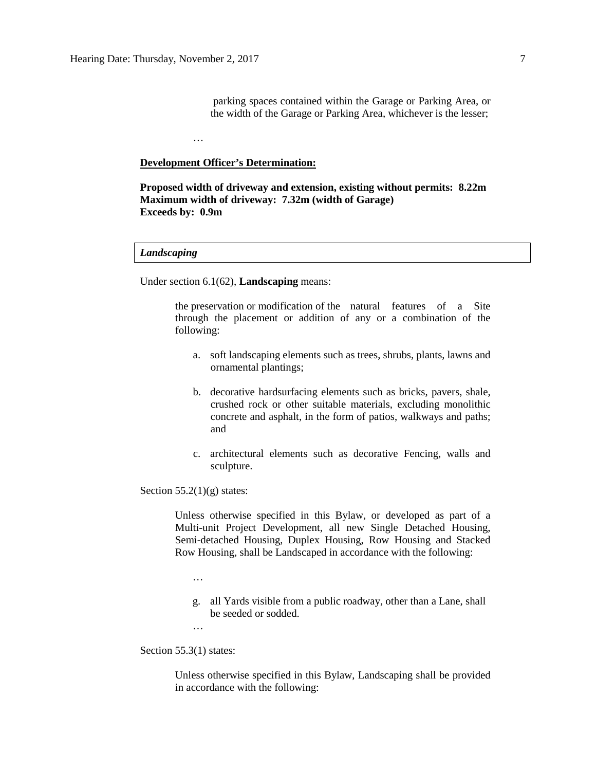parking spaces contained within the Garage or Parking Area, or the width of the Garage or Parking Area, whichever is the lesser;

…

**<u>Development Officer's Determination:</u>**

**Proposed width of driveway and extension, existing without permits: 8.22m**
**Maximum width of driveway: 7.32m (width of Garage)**
**Exceeds by: 0.9m**

***Landscaping***

Under section 6.1(62), **Landscaping** means:

> the preservation or modification of the natural features of a Site through the placement or addition of any or a combination of the following:
>
> a. soft landscaping elements such as trees, shrubs, plants, lawns and ornamental plantings;
>
> b. decorative hardsurfacing elements such as bricks, pavers, shale, crushed rock or other suitable materials, excluding monolithic concrete and asphalt, in the form of patios, walkways and paths; and
>
> c. architectural elements such as decorative Fencing, walls and sculpture.

Section 55.2(1)(g) states:

> Unless otherwise specified in this Bylaw, or developed as part of a Multi-unit Project Development, all new Single Detached Housing, Semi-detached Housing, Duplex Housing, Row Housing and Stacked Row Housing, shall be Landscaped in accordance with the following:
>
> …
>
> g. all Yards visible from a public roadway, other than a Lane, shall be seeded or sodded.
>
> …

Section 55.3(1) states:

> Unless otherwise specified in this Bylaw, Landscaping shall be provided in accordance with the following: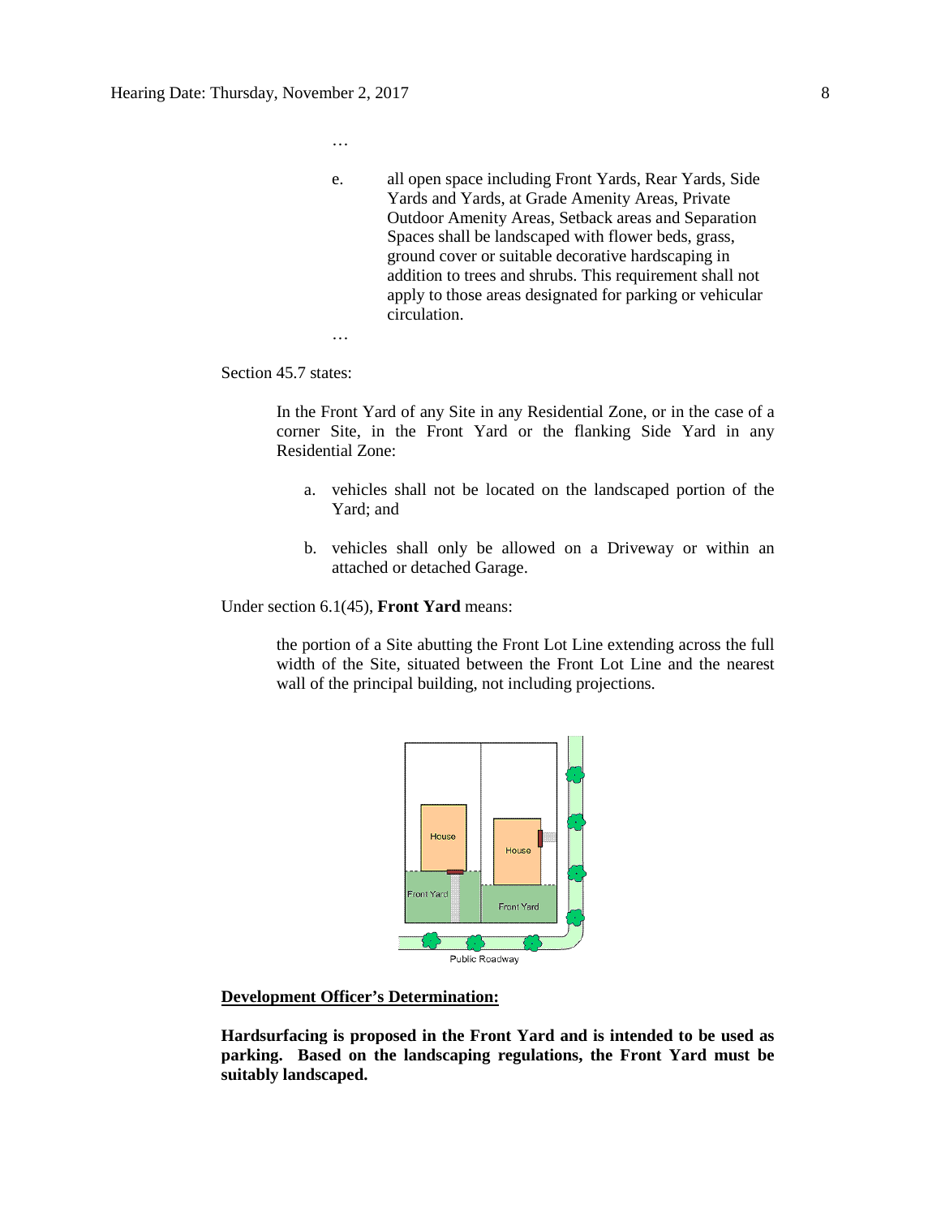…

e. all open space including Front Yards, Rear Yards, Side Yards and Yards, at Grade Amenity Areas, Private Outdoor Amenity Areas, Setback areas and Separation Spaces shall be landscaped with flower beds, grass, ground cover or suitable decorative hardscaping in addition to trees and shrubs. This requirement shall not apply to those areas designated for parking or vehicular circulation.

…

Section 45.7 states:

> In the Front Yard of any Site in any Residential Zone, or in the case of a corner Site, in the Front Yard or the flanking Side Yard in any Residential Zone:
>
> a. vehicles shall not be located on the landscaped portion of the Yard; and
>
> b. vehicles shall only be allowed on a Driveway or within an attached or detached Garage.

Under section 6.1(45), **Front Yard** means:

> the portion of a Site abutting the Front Lot Line extending across the full width of the Site, situated between the Front Lot Line and the nearest wall of the principal building, not including projections.

**Development Officer's Determination:**

**Hardsurfacing is proposed in the Front Yard and is intended to be used as parking. Based on the landscaping regulations, the Front Yard must be suitably landscaped.**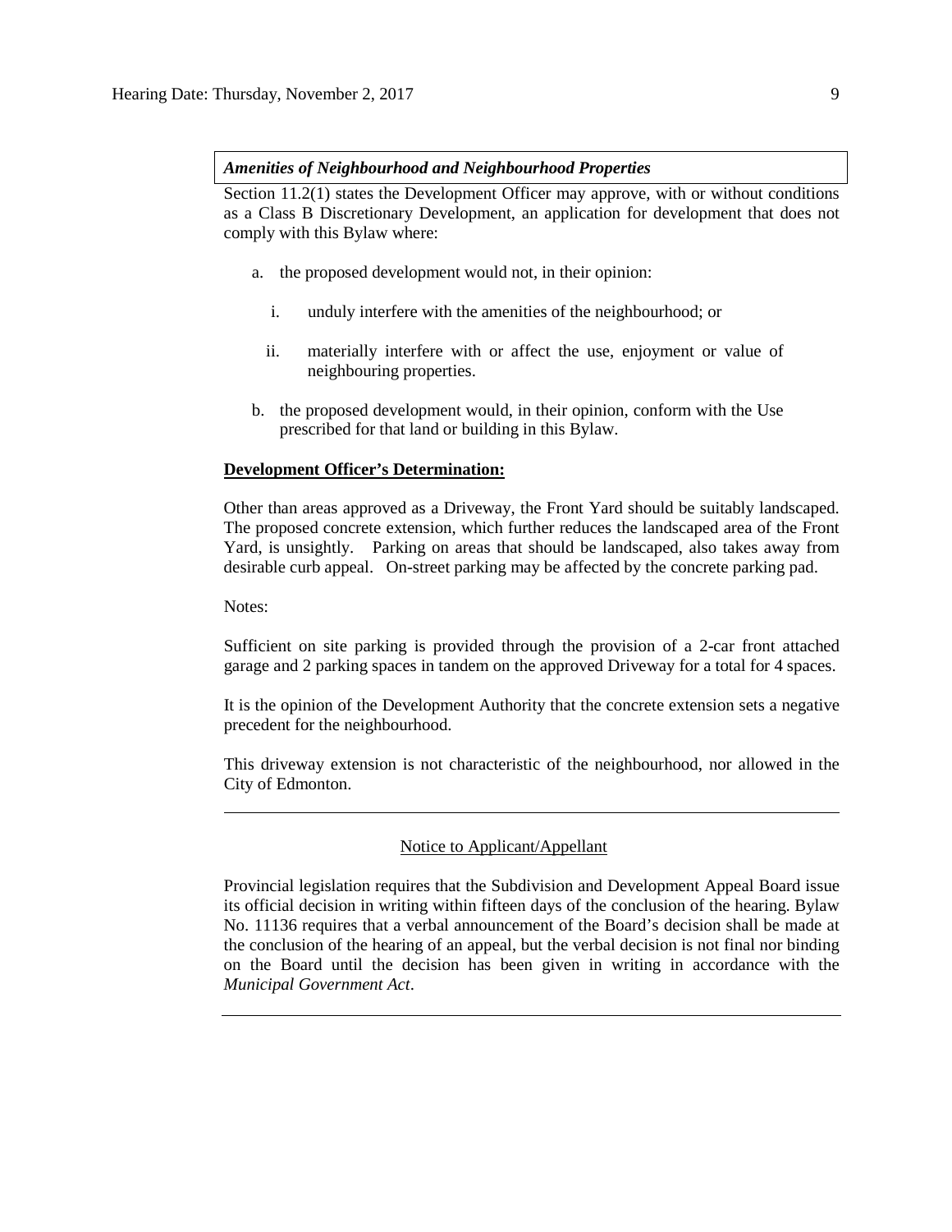***Amenities of Neighbourhood and Neighbourhood Properties***

Section 11.2(1) states the Development Officer may approve, with or without conditions as a Class B Discretionary Development, an application for development that does not comply with this Bylaw where:

a. the proposed development would not, in their opinion:

   i. unduly interfere with the amenities of the neighbourhood; or

   ii. materially interfere with or affect the use, enjoyment or value of neighbouring properties.

b. the proposed development would, in their opinion, conform with the Use prescribed for that land or building in this Bylaw.

**Development Officer's Determination:**

Other than areas approved as a Driveway, the Front Yard should be suitably landscaped. The proposed concrete extension, which further reduces the landscaped area of the Front Yard, is unsightly. Parking on areas that should be landscaped, also takes away from desirable curb appeal. On-street parking may be affected by the concrete parking pad.

Notes:

Sufficient on site parking is provided through the provision of a 2-car front attached garage and 2 parking spaces in tandem on the approved Driveway for a total for 4 spaces.

It is the opinion of the Development Authority that the concrete extension sets a negative precedent for the neighbourhood.

This driveway extension is not characteristic of the neighbourhood, nor allowed in the City of Edmonton.

---

Notice to Applicant/Appellant

Provincial legislation requires that the Subdivision and Development Appeal Board issue its official decision in writing within fifteen days of the conclusion of the hearing. Bylaw No. 11136 requires that a verbal announcement of the Board's decision shall be made at the conclusion of the hearing of an appeal, but the verbal decision is not final nor binding on the Board until the decision has been given in writing in accordance with the *Municipal Government Act*.

---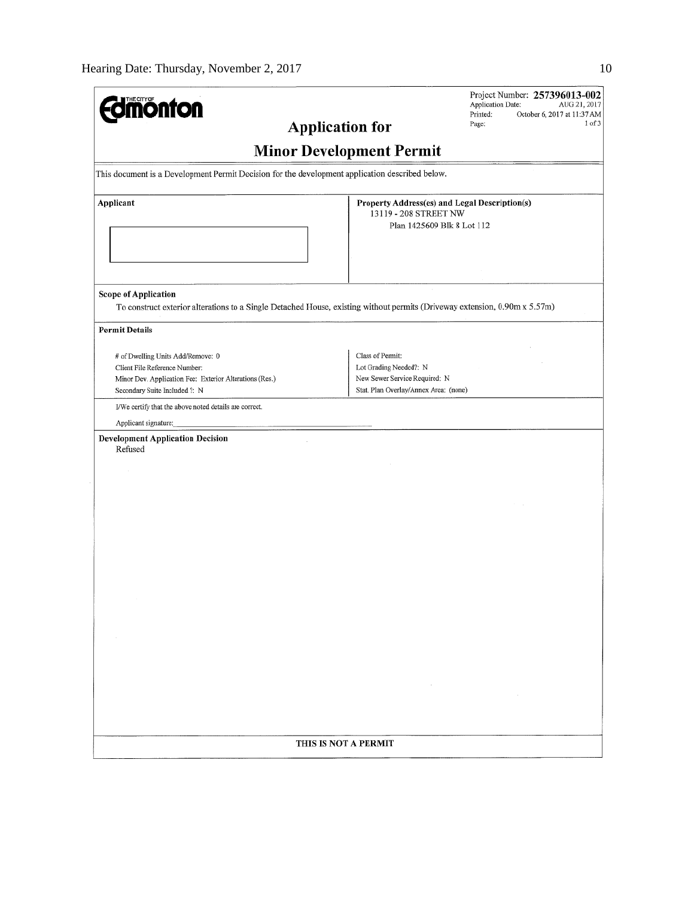Project Number: **257396013-002**
Application Date: AUG 21, 2017
Printed: October 6, 2017 at 11:37 AM
Page: 1 of 3

# Application for Minor Development Permit

This document is a Development Permit Decision for the development application described below.

| Applicant | Property Address(es) and Legal Description(s) |
|---|---|
| | 13119 - 208 STREET NW<br>Plan 1425609 Blk 8 Lot 112 |

**Scope of Application**

To construct exterior alterations to a Single Detached House, existing without permits (Driveway extension, 0.90m x 5.57m)

**Permit Details**

| | |
|---|---|
| # of Dwelling Units Add/Remove: 0 | Class of Permit: |
| Client File Reference Number: | Lot Grading Needed?: N |
| Minor Dev. Application Fee: Exterior Alterations (Res.) | New Sewer Service Required: N |
| Secondary Suite Included ?: N | Stat. Plan Overlay/Annex Area: (none) |

I/We certify that the above noted details are correct.

Applicant signature: ____________________

**Development Application Decision**

Refused

**THIS IS NOT A PERMIT**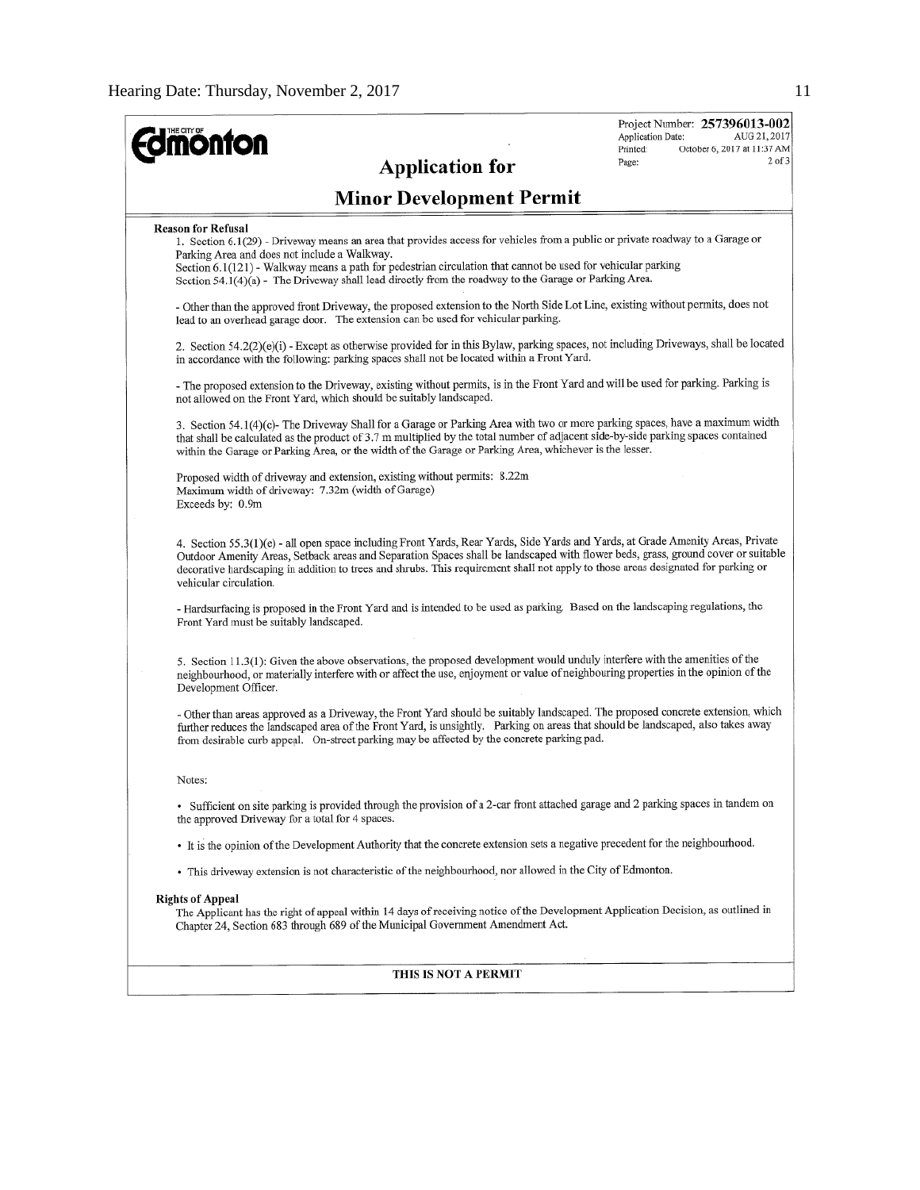THE CITY OF **Edmonton**

Project Number: **257396013-002**
Application Date: AUG 21, 2017
Printed: October 6, 2017 at 11:37 AM
Page: 2 of 3

# Application for

# Minor Development Permit

**Reason for Refusal**

1. Section 6.1(29) - Driveway means an area that provides access for vehicles from a public or private roadway to a Garage or Parking Area and does not include a Walkway.
Section 6.1(121) - Walkway means a path for pedestrian circulation that cannot be used for vehicular parking
Section 54.1(4)(a) - The Driveway shall lead directly from the roadway to the Garage or Parking Area.

- Other than the approved front Driveway, the proposed extension to the North Side Lot Line, existing without permits, does not lead to an overhead garage door. The extension can be used for vehicular parking.

2. Section 54.2(2)(e)(i) - Except as otherwise provided for in this Bylaw, parking spaces, not including Driveways, shall be located in accordance with the following: parking spaces shall not be located within a Front Yard.

- The proposed extension to the Driveway, existing without permits, is in the Front Yard and will be used for parking. Parking is not allowed on the Front Yard, which should be suitably landscaped.

3. Section 54.1(4)(c)- The Driveway Shall for a Garage or Parking Area with two or more parking spaces, have a maximum width that shall be calculated as the product of 3.7 m multiplied by the total number of adjacent side-by-side parking spaces contained within the Garage or Parking Area, or the width of the Garage or Parking Area, whichever is the lesser.

Proposed width of driveway and extension, existing without permits: 8.22m
Maximum width of driveway: 7.32m (width of Garage)
Exceeds by: 0.9m

4. Section 55.3(1)(e) - all open space including Front Yards, Rear Yards, Side Yards and Yards, at Grade Amenity Areas, Private Outdoor Amenity Areas, Setback areas and Separation Spaces shall be landscaped with flower beds, grass, ground cover or suitable decorative hardscaping in addition to trees and shrubs. This requirement shall not apply to those areas designated for parking or vehicular circulation.

- Hardsurfacing is proposed in the Front Yard and is intended to be used as parking. Based on the landscaping regulations, the Front Yard must be suitably landscaped.

5. Section 11.3(1): Given the above observations, the proposed development would unduly interfere with the amenities of the neighbourhood, or materially interfere with or affect the use, enjoyment or value of neighbouring properties in the opinion of the Development Officer.

- Other than areas approved as a Driveway, the Front Yard should be suitably landscaped. The proposed concrete extension, which further reduces the landscaped area of the Front Yard, is unsightly. Parking on areas that should be landscaped, also takes away from desirable curb appeal. On-street parking may be affected by the concrete parking pad.

Notes:

- Sufficient on site parking is provided through the provision of a 2-car front attached garage and 2 parking spaces in tandem on the approved Driveway for a total for 4 spaces.
- It is the opinion of the Development Authority that the concrete extension sets a negative precedent for the neighbourhood.
- This driveway extension is not characteristic of the neighbourhood, nor allowed in the City of Edmonton.

**Rights of Appeal**

The Applicant has the right of appeal within 14 days of receiving notice of the Development Application Decision, as outlined in Chapter 24, Section 683 through 689 of the Municipal Government Amendment Act.

**THIS IS NOT A PERMIT**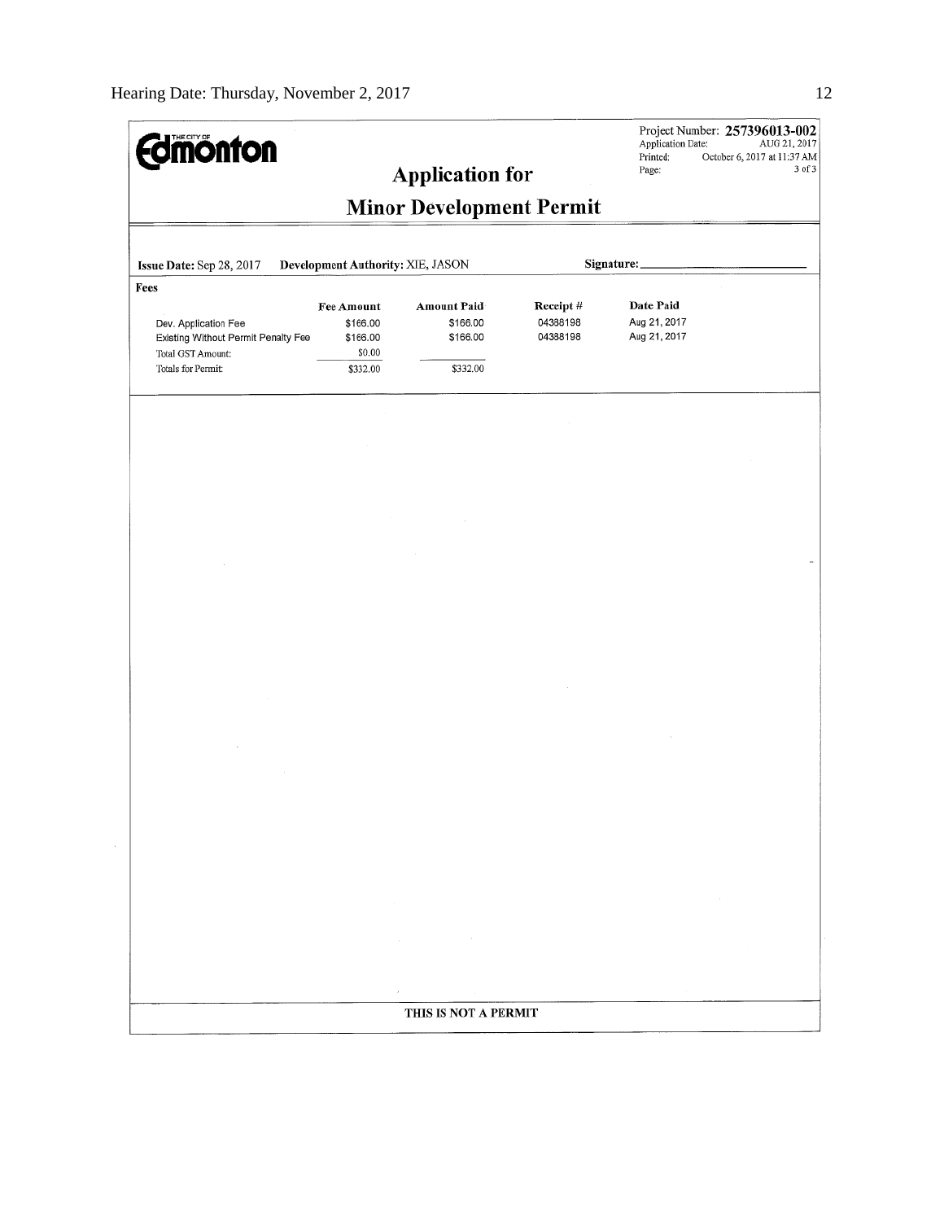**Edmonton** (The City of)

Project Number: **257396013-002**
Application Date: AUG 21, 2017
Printed: October 6, 2017 at 11:37 AM
Page: 3 of 3

# Application for

# Minor Development Permit

**Issue Date:** Sep 28, 2017 **Development Authority:** XIE, JASON **Signature:** ______________

**Fees**

| | Fee Amount | Amount Paid | Receipt # | Date Paid |
|---|---|---|---|---|
| Dev. Application Fee | $166.00 | $166.00 | 04388198 | Aug 21, 2017 |
| Existing Without Permit Penalty Fee | $166.00 | $166.00 | 04388198 | Aug 21, 2017 |
| Total GST Amount: | $0.00 | | | |
| Totals for Permit: | $332.00 | $332.00 | | |

**THIS IS NOT A PERMIT**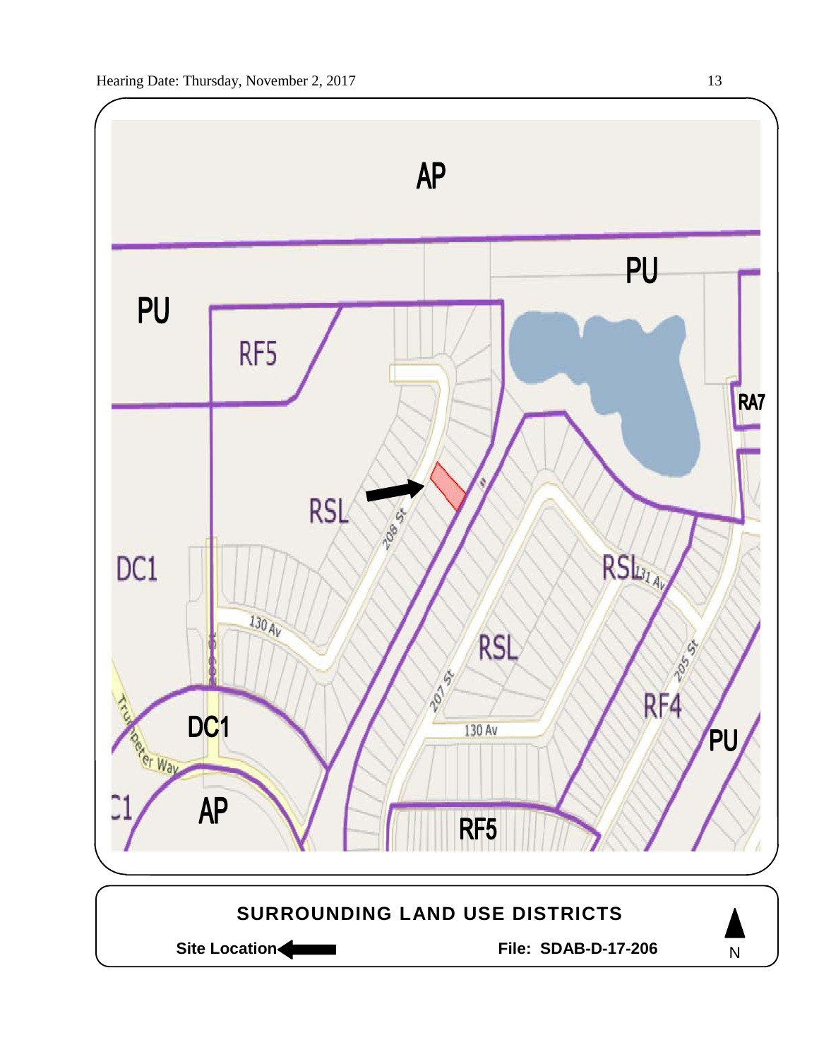AP

PU

PU

RF5

RA7

RSL

208 St

DC1

130 Av

RSL

131 Av

RSL

207 St

205 St

DC1

RF4

130 Av

PU

AP

RF5

**SURROUNDING LAND USE DISTRICTS**

**Site Location**

**File: SDAB-D-17-206**

N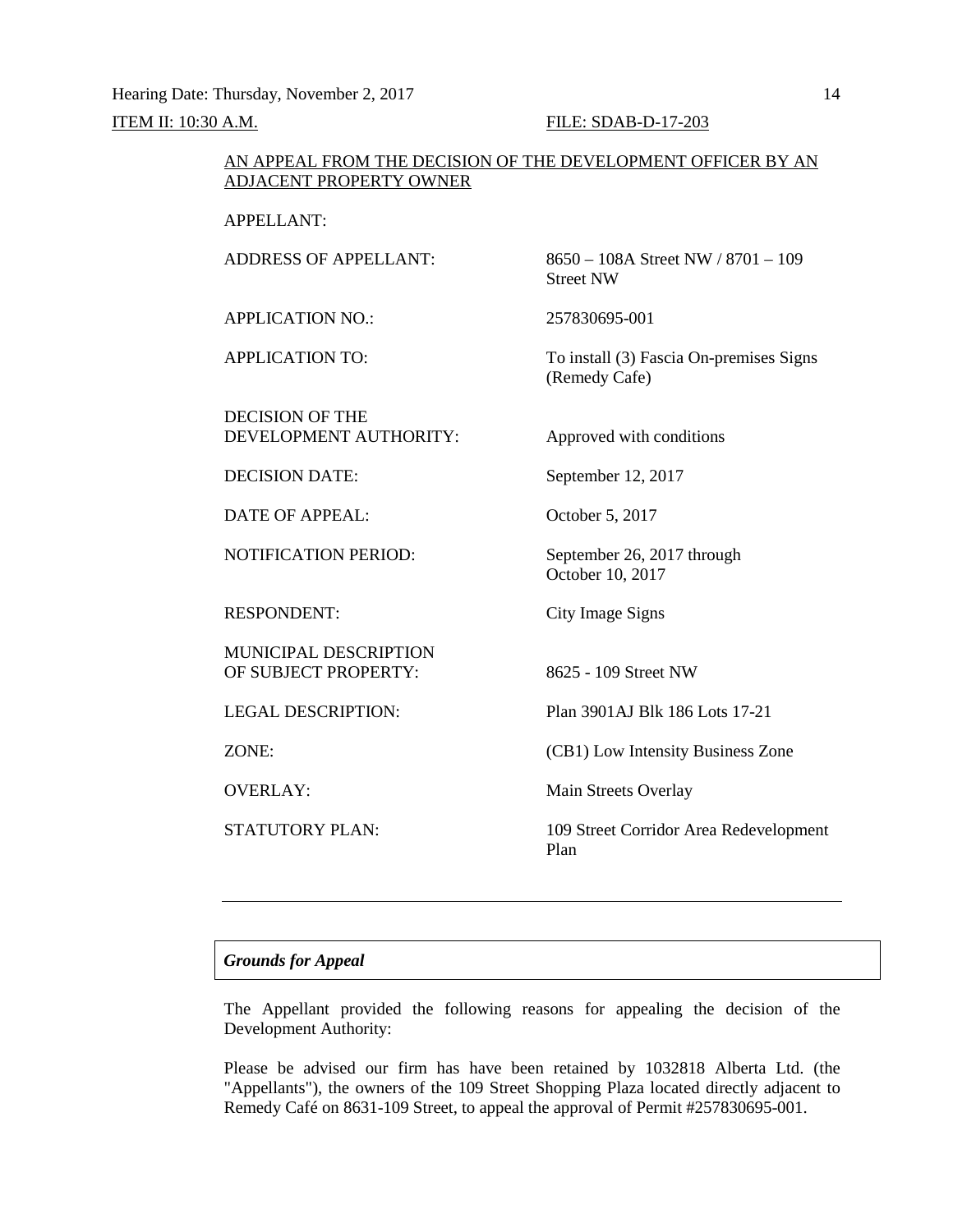ITEM II: 10:30 A.M. FILE: SDAB-D-17-203

AN APPEAL FROM THE DECISION OF THE DEVELOPMENT OFFICER BY AN ADJACENT PROPERTY OWNER

| | |
|---|---|
| APPELLANT: | |
| ADDRESS OF APPELLANT: | 8650 – 108A Street NW / 8701 – 109 Street NW |
| APPLICATION NO.: | 257830695-001 |
| APPLICATION TO: | To install (3) Fascia On-premises Signs (Remedy Cafe) |
| DECISION OF THE DEVELOPMENT AUTHORITY: | Approved with conditions |
| DECISION DATE: | September 12, 2017 |
| DATE OF APPEAL: | October 5, 2017 |
| NOTIFICATION PERIOD: | September 26, 2017 through October 10, 2017 |
| RESPONDENT: | City Image Signs |
| MUNICIPAL DESCRIPTION OF SUBJECT PROPERTY: | 8625 - 109 Street NW |
| LEGAL DESCRIPTION: | Plan 3901AJ Blk 186 Lots 17-21 |
| ZONE: | (CB1) Low Intensity Business Zone |
| OVERLAY: | Main Streets Overlay |
| STATUTORY PLAN: | 109 Street Corridor Area Redevelopment Plan |

---

***Grounds for Appeal***

The Appellant provided the following reasons for appealing the decision of the Development Authority:

Please be advised our firm has have been retained by 1032818 Alberta Ltd. (the "Appellants"), the owners of the 109 Street Shopping Plaza located directly adjacent to Remedy Café on 8631-109 Street, to appeal the approval of Permit #257830695-001.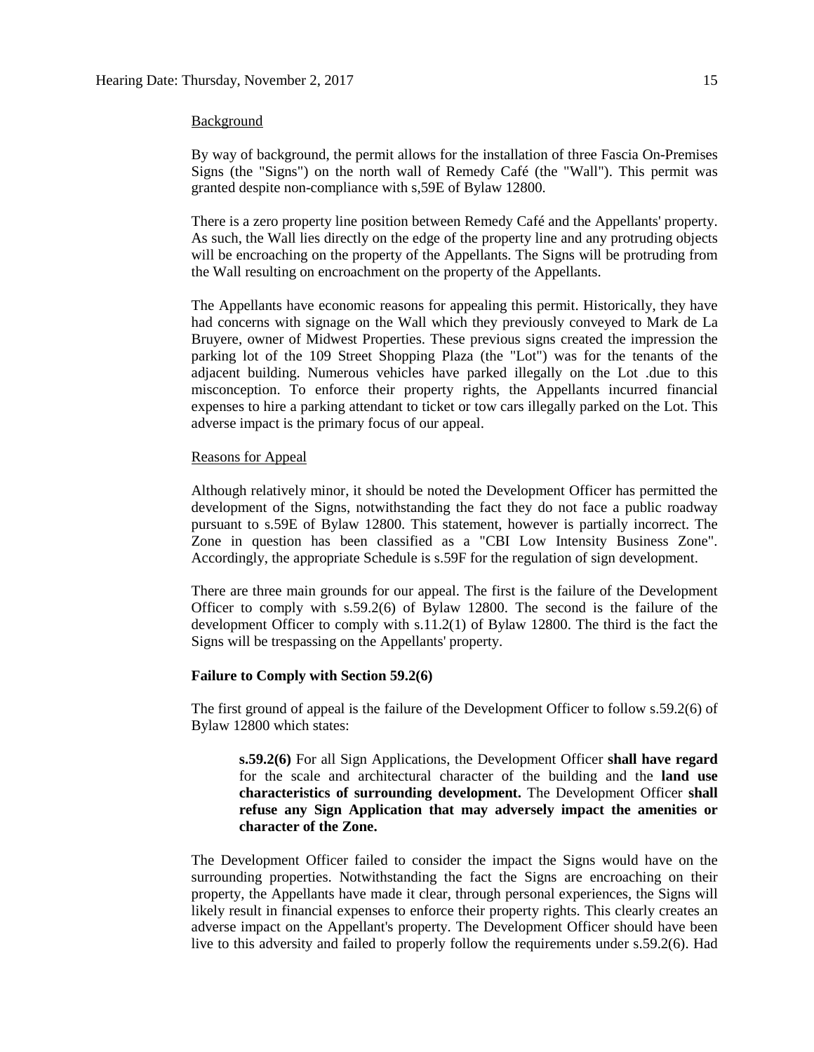Background

By way of background, the permit allows for the installation of three Fascia On-Premises Signs (the "Signs") on the north wall of Remedy Café (the "Wall"). This permit was granted despite non-compliance with s,59E of Bylaw 12800.

There is a zero property line position between Remedy Café and the Appellants' property. As such, the Wall lies directly on the edge of the property line and any protruding objects will be encroaching on the property of the Appellants. The Signs will be protruding from the Wall resulting on encroachment on the property of the Appellants.

The Appellants have economic reasons for appealing this permit. Historically, they have had concerns with signage on the Wall which they previously conveyed to Mark de La Bruyere, owner of Midwest Properties. These previous signs created the impression the parking lot of the 109 Street Shopping Plaza (the "Lot") was for the tenants of the adjacent building. Numerous vehicles have parked illegally on the Lot .due to this misconception. To enforce their property rights, the Appellants incurred financial expenses to hire a parking attendant to ticket or tow cars illegally parked on the Lot. This adverse impact is the primary focus of our appeal.

Reasons for Appeal

Although relatively minor, it should be noted the Development Officer has permitted the development of the Signs, notwithstanding the fact they do not face a public roadway pursuant to s.59E of Bylaw 12800. This statement, however is partially incorrect. The Zone in question has been classified as a "CBI Low Intensity Business Zone". Accordingly, the appropriate Schedule is s.59F for the regulation of sign development.

There are three main grounds for our appeal. The first is the failure of the Development Officer to comply with s.59.2(6) of Bylaw 12800. The second is the failure of the development Officer to comply with s.11.2(1) of Bylaw 12800. The third is the fact the Signs will be trespassing on the Appellants' property.

**Failure to Comply with Section 59.2(6)**

The first ground of appeal is the failure of the Development Officer to follow s.59.2(6) of Bylaw 12800 which states:

> **s.59.2(6)** For all Sign Applications, the Development Officer **shall have regard** for the scale and architectural character of the building and the **land use characteristics of surrounding development.** The Development Officer **shall refuse any Sign Application that may adversely impact the amenities or character of the Zone.**

The Development Officer failed to consider the impact the Signs would have on the surrounding properties. Notwithstanding the fact the Signs are encroaching on their property, the Appellants have made it clear, through personal experiences, the Signs will likely result in financial expenses to enforce their property rights. This clearly creates an adverse impact on the Appellant's property. The Development Officer should have been live to this adversity and failed to properly follow the requirements under s.59.2(6). Had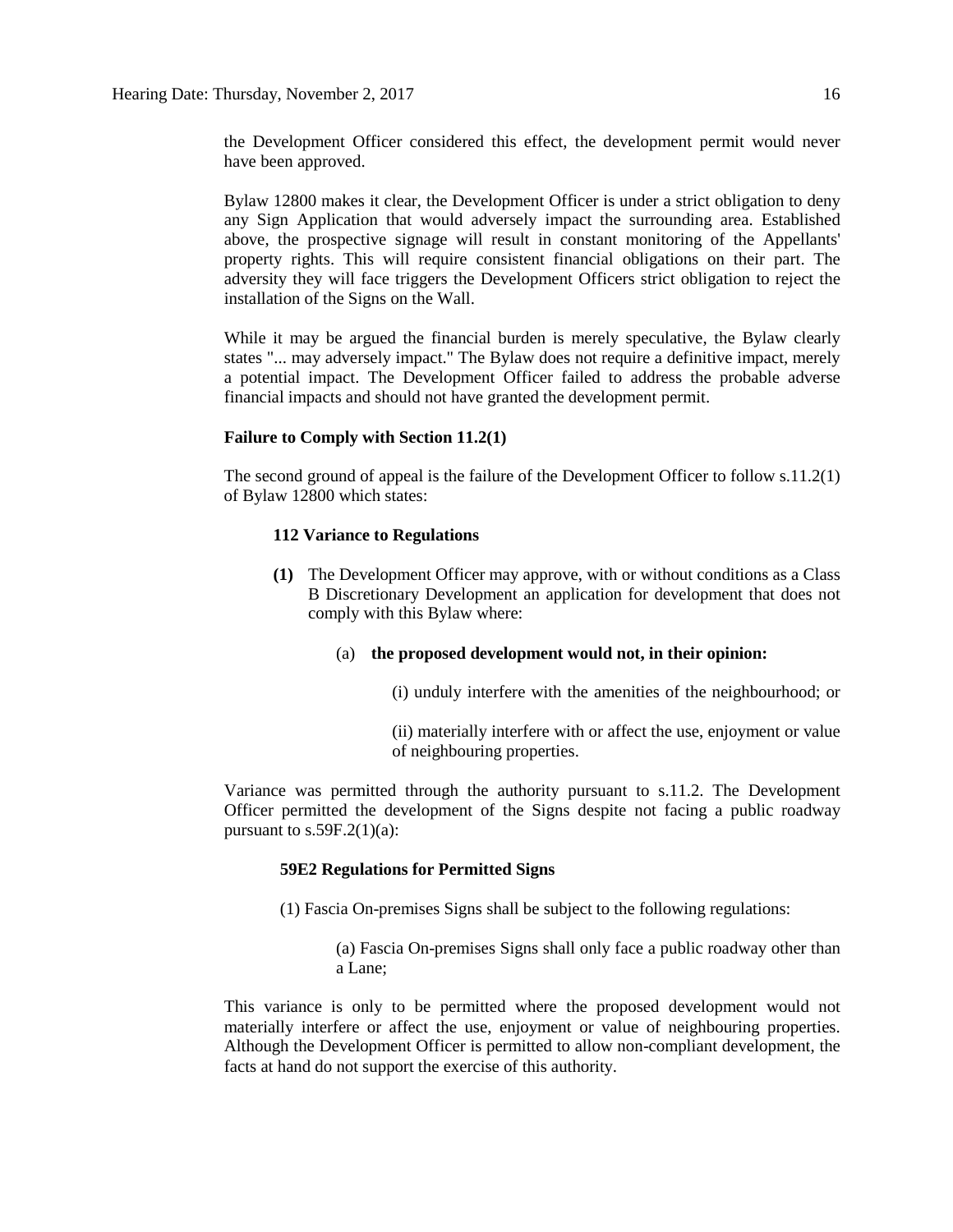the Development Officer considered this effect, the development permit would never have been approved.

Bylaw 12800 makes it clear, the Development Officer is under a strict obligation to deny any Sign Application that would adversely impact the surrounding area. Established above, the prospective signage will result in constant monitoring of the Appellants' property rights. This will require consistent financial obligations on their part. The adversity they will face triggers the Development Officers strict obligation to reject the installation of the Signs on the Wall.

While it may be argued the financial burden is merely speculative, the Bylaw clearly states "... may adversely impact." The Bylaw does not require a definitive impact, merely a potential impact. The Development Officer failed to address the probable adverse financial impacts and should not have granted the development permit.

**Failure to Comply with Section 11.2(1)**

The second ground of appeal is the failure of the Development Officer to follow s.11.2(1) of Bylaw 12800 which states:

> **112 Variance to Regulations**
>
> **(1)** The Development Officer may approve, with or without conditions as a Class B Discretionary Development an application for development that does not comply with this Bylaw where:
>
> (a) **the proposed development would not, in their opinion:**
>
> (i) unduly interfere with the amenities of the neighbourhood; or
>
> (ii) materially interfere with or affect the use, enjoyment or value of neighbouring properties.

Variance was permitted through the authority pursuant to s.11.2. The Development Officer permitted the development of the Signs despite not facing a public roadway pursuant to s.59F.2(1)(a):

> **59E2 Regulations for Permitted Signs**
>
> (1) Fascia On-premises Signs shall be subject to the following regulations:
>
> (a) Fascia On-premises Signs shall only face a public roadway other than a Lane;

This variance is only to be permitted where the proposed development would not materially interfere or affect the use, enjoyment or value of neighbouring properties. Although the Development Officer is permitted to allow non-compliant development, the facts at hand do not support the exercise of this authority.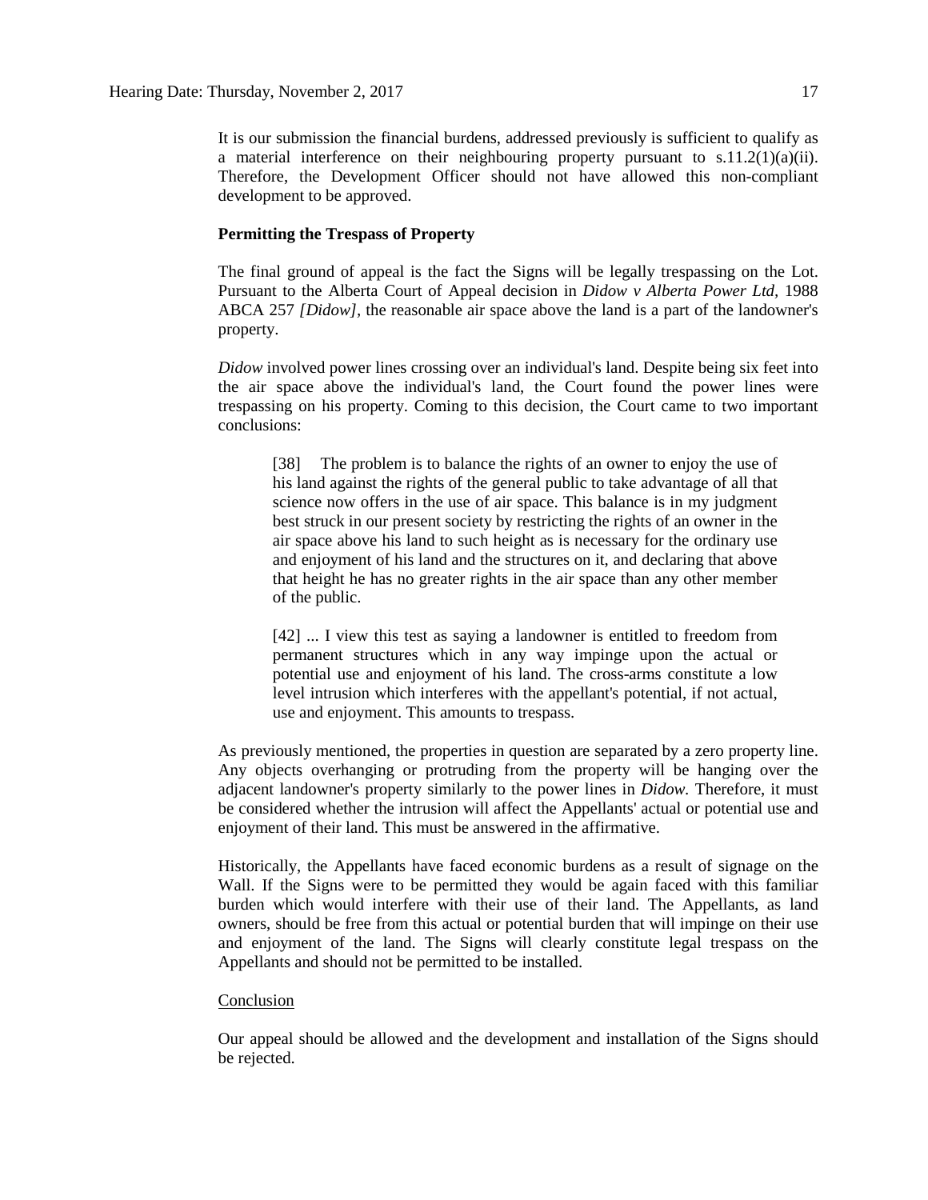It is our submission the financial burdens, addressed previously is sufficient to qualify as a material interference on their neighbouring property pursuant to s.11.2(1)(a)(ii). Therefore, the Development Officer should not have allowed this non-compliant development to be approved.

**Permitting the Trespass of Property**

The final ground of appeal is the fact the Signs will be legally trespassing on the Lot. Pursuant to the Alberta Court of Appeal decision in *Didow v Alberta Power Ltd*, 1988 ABCA 257 *[Didow]*, the reasonable air space above the land is a part of the landowner's property.

*Didow* involved power lines crossing over an individual's land. Despite being six feet into the air space above the individual's land, the Court found the power lines were trespassing on his property. Coming to this decision, the Court came to two important conclusions:

> [38] The problem is to balance the rights of an owner to enjoy the use of his land against the rights of the general public to take advantage of all that science now offers in the use of air space. This balance is in my judgment best struck in our present society by restricting the rights of an owner in the air space above his land to such height as is necessary for the ordinary use and enjoyment of his land and the structures on it, and declaring that above that height he has no greater rights in the air space than any other member of the public.
>
> [42] ... I view this test as saying a landowner is entitled to freedom from permanent structures which in any way impinge upon the actual or potential use and enjoyment of his land. The cross-arms constitute a low level intrusion which interferes with the appellant's potential, if not actual, use and enjoyment. This amounts to trespass.

As previously mentioned, the properties in question are separated by a zero property line. Any objects overhanging or protruding from the property will be hanging over the adjacent landowner's property similarly to the power lines in *Didow*. Therefore, it must be considered whether the intrusion will affect the Appellants' actual or potential use and enjoyment of their land. This must be answered in the affirmative.

Historically, the Appellants have faced economic burdens as a result of signage on the Wall. If the Signs were to be permitted they would be again faced with this familiar burden which would interfere with their use of their land. The Appellants, as land owners, should be free from this actual or potential burden that will impinge on their use and enjoyment of the land. The Signs will clearly constitute legal trespass on the Appellants and should not be permitted to be installed.

<u>Conclusion</u>

Our appeal should be allowed and the development and installation of the Signs should be rejected.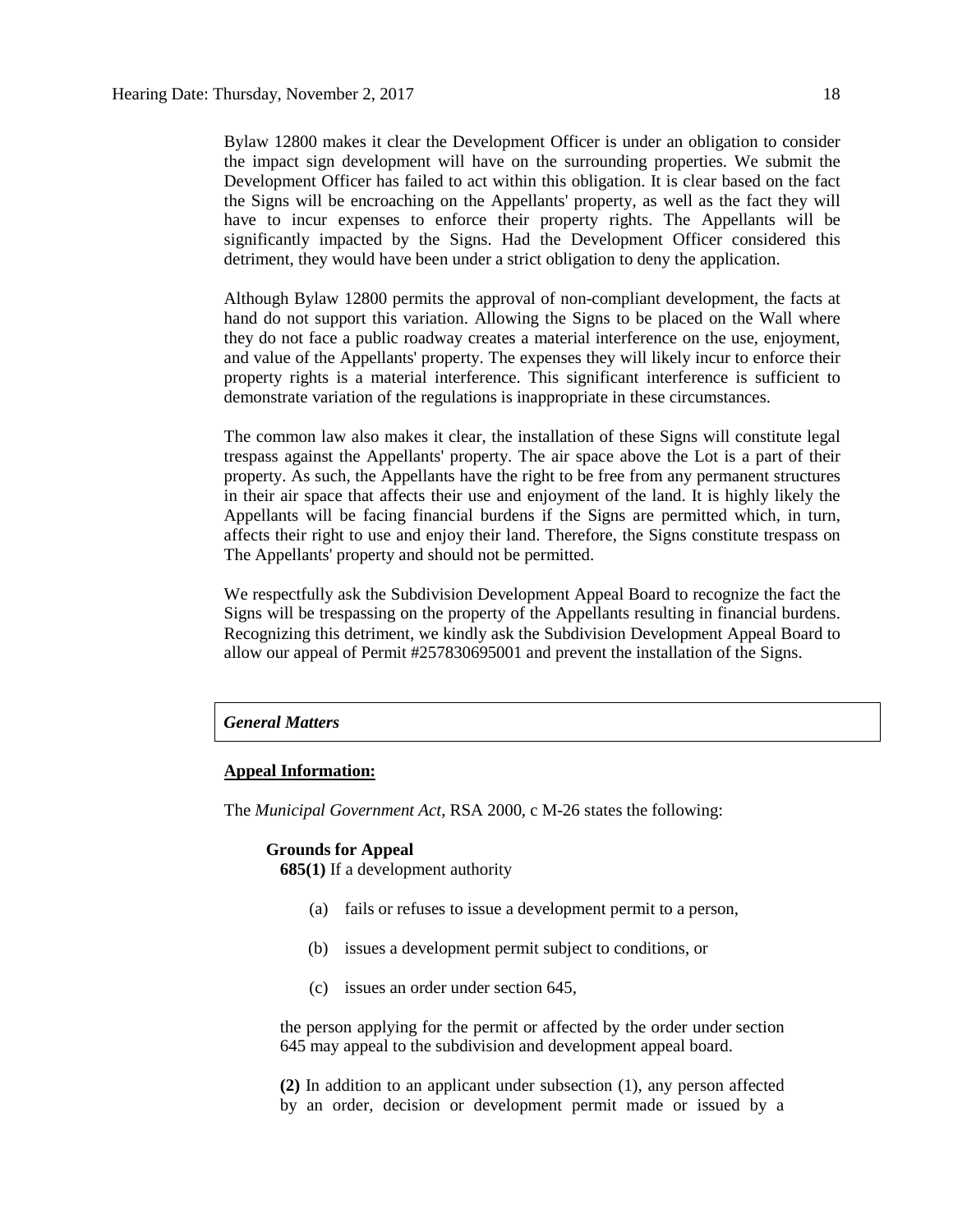Bylaw 12800 makes it clear the Development Officer is under an obligation to consider the impact sign development will have on the surrounding properties. We submit the Development Officer has failed to act within this obligation. It is clear based on the fact the Signs will be encroaching on the Appellants' property, as well as the fact they will have to incur expenses to enforce their property rights. The Appellants will be significantly impacted by the Signs. Had the Development Officer considered this detriment, they would have been under a strict obligation to deny the application.

Although Bylaw 12800 permits the approval of non-compliant development, the facts at hand do not support this variation. Allowing the Signs to be placed on the Wall where they do not face a public roadway creates a material interference on the use, enjoyment, and value of the Appellants' property. The expenses they will likely incur to enforce their property rights is a material interference. This significant interference is sufficient to demonstrate variation of the regulations is inappropriate in these circumstances.

The common law also makes it clear, the installation of these Signs will constitute legal trespass against the Appellants' property. The air space above the Lot is a part of their property. As such, the Appellants have the right to be free from any permanent structures in their air space that affects their use and enjoyment of the land. It is highly likely the Appellants will be facing financial burdens if the Signs are permitted which, in turn, affects their right to use and enjoy their land. Therefore, the Signs constitute trespass on The Appellants' property and should not be permitted.

We respectfully ask the Subdivision Development Appeal Board to recognize the fact the Signs will be trespassing on the property of the Appellants resulting in financial burdens. Recognizing this detriment, we kindly ask the Subdivision Development Appeal Board to allow our appeal of Permit #257830695001 and prevent the installation of the Signs.

***General Matters***

**Appeal Information:**

The *Municipal Government Act*, RSA 2000, c M-26 states the following:

**Grounds for Appeal**

**685(1)** If a development authority

(a) fails or refuses to issue a development permit to a person,

(b) issues a development permit subject to conditions, or

(c) issues an order under section 645,

the person applying for the permit or affected by the order under section 645 may appeal to the subdivision and development appeal board.

**(2)** In addition to an applicant under subsection (1), any person affected by an order, decision or development permit made or issued by a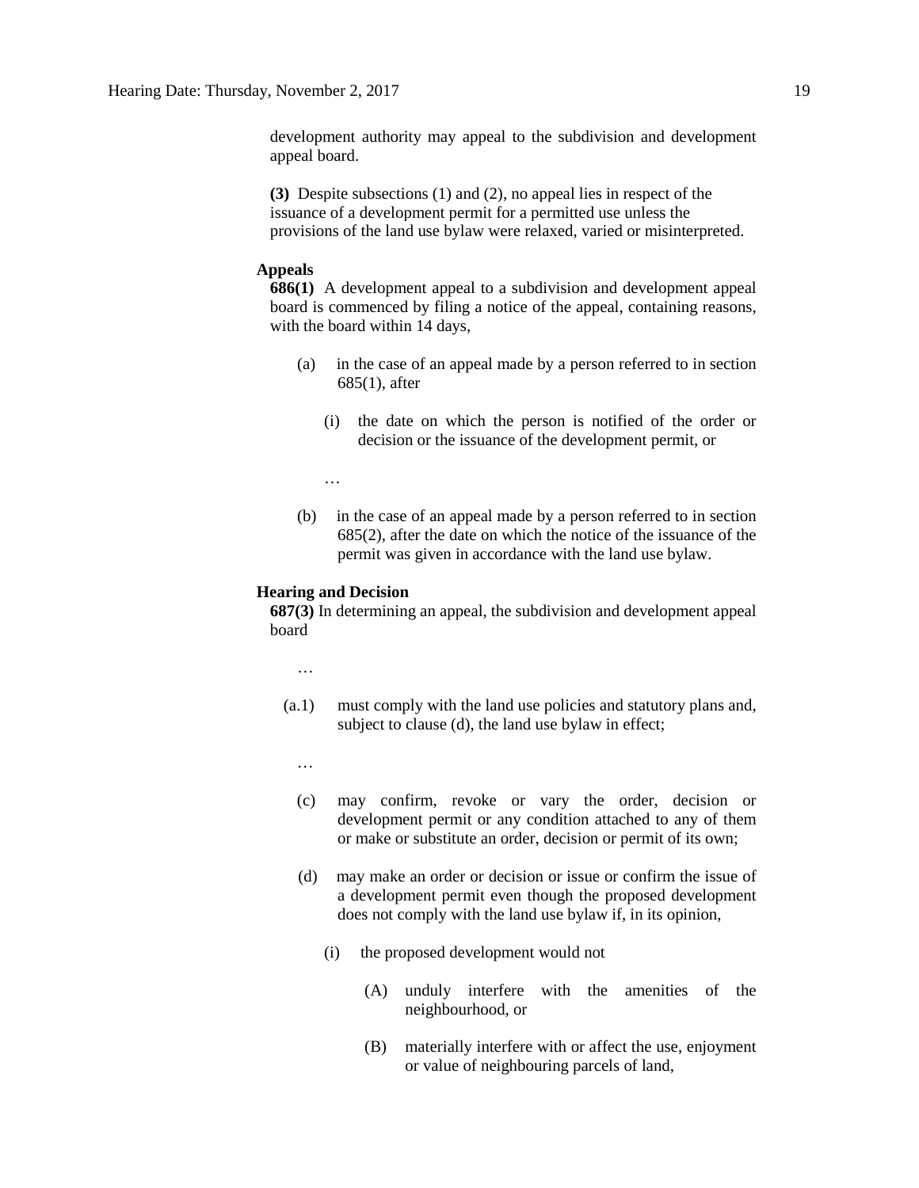development authority may appeal to the subdivision and development appeal board.

**(3)** Despite subsections (1) and (2), no appeal lies in respect of the issuance of a development permit for a permitted use unless the provisions of the land use bylaw were relaxed, varied or misinterpreted.

**Appeals**

**686(1)** A development appeal to a subdivision and development appeal board is commenced by filing a notice of the appeal, containing reasons, with the board within 14 days,

(a) in the case of an appeal made by a person referred to in section 685(1), after

(i) the date on which the person is notified of the order or decision or the issuance of the development permit, or

…

(b) in the case of an appeal made by a person referred to in section 685(2), after the date on which the notice of the issuance of the permit was given in accordance with the land use bylaw.

**Hearing and Decision**

**687(3)** In determining an appeal, the subdivision and development appeal board

…

(a.1) must comply with the land use policies and statutory plans and, subject to clause (d), the land use bylaw in effect;

…

(c) may confirm, revoke or vary the order, decision or development permit or any condition attached to any of them or make or substitute an order, decision or permit of its own;

(d) may make an order or decision or issue or confirm the issue of a development permit even though the proposed development does not comply with the land use bylaw if, in its opinion,

(i) the proposed development would not

(A) unduly interfere with the amenities of the neighbourhood, or

(B) materially interfere with or affect the use, enjoyment or value of neighbouring parcels of land,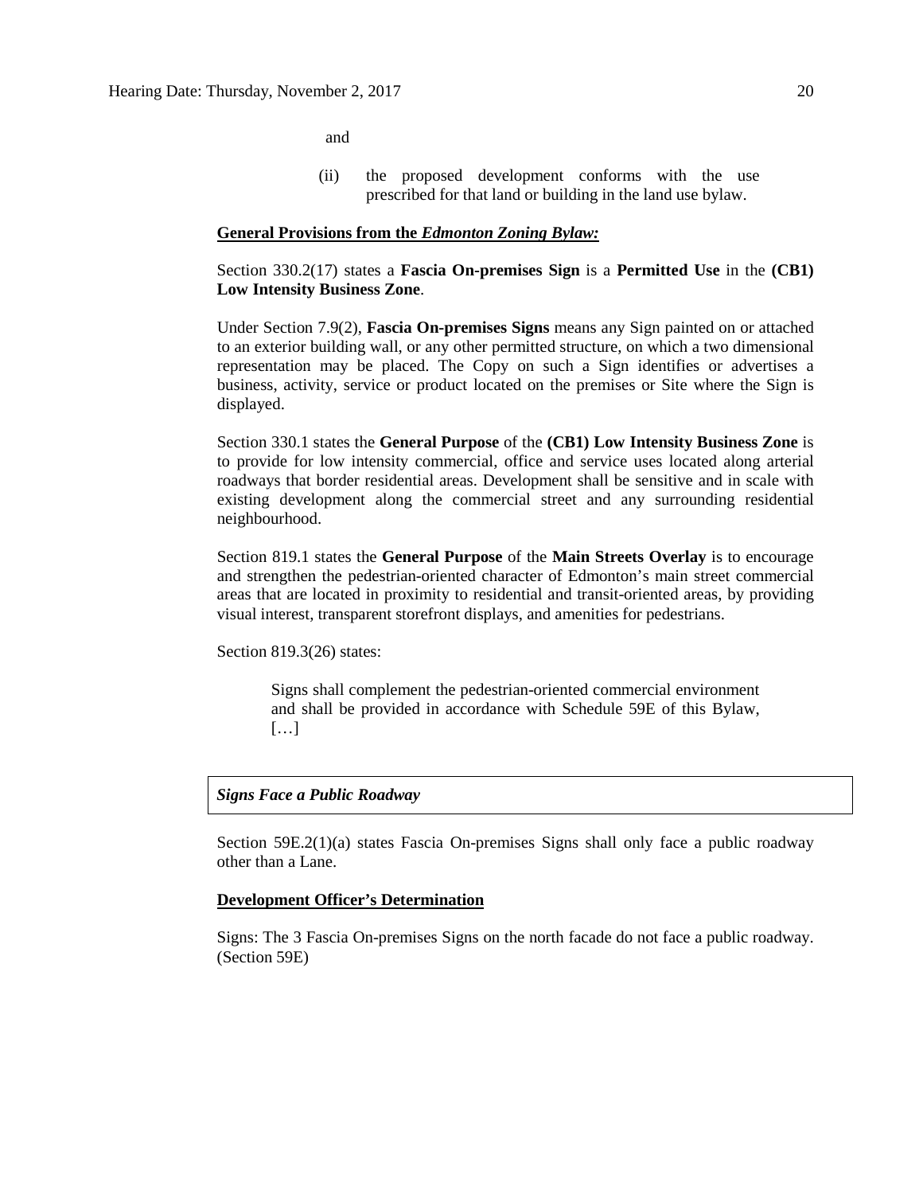and

(ii) the proposed development conforms with the use prescribed for that land or building in the land use bylaw.

**General Provisions from the *Edmonton Zoning Bylaw:***

Section 330.2(17) states a **Fascia On-premises Sign** is a **Permitted Use** in the **(CB1) Low Intensity Business Zone**.

Under Section 7.9(2), **Fascia On-premises Signs** means any Sign painted on or attached to an exterior building wall, or any other permitted structure, on which a two dimensional representation may be placed. The Copy on such a Sign identifies or advertises a business, activity, service or product located on the premises or Site where the Sign is displayed.

Section 330.1 states the **General Purpose** of the **(CB1) Low Intensity Business Zone** is to provide for low intensity commercial, office and service uses located along arterial roadways that border residential areas. Development shall be sensitive and in scale with existing development along the commercial street and any surrounding residential neighbourhood.

Section 819.1 states the **General Purpose** of the **Main Streets Overlay** is to encourage and strengthen the pedestrian-oriented character of Edmonton's main street commercial areas that are located in proximity to residential and transit-oriented areas, by providing visual interest, transparent storefront displays, and amenities for pedestrians.

Section 819.3(26) states:

> Signs shall complement the pedestrian-oriented commercial environment and shall be provided in accordance with Schedule 59E of this Bylaw, […]

***Signs Face a Public Roadway***

Section 59E.2(1)(a) states Fascia On-premises Signs shall only face a public roadway other than a Lane.

**Development Officer's Determination**

Signs: The 3 Fascia On-premises Signs on the north facade do not face a public roadway. (Section 59E)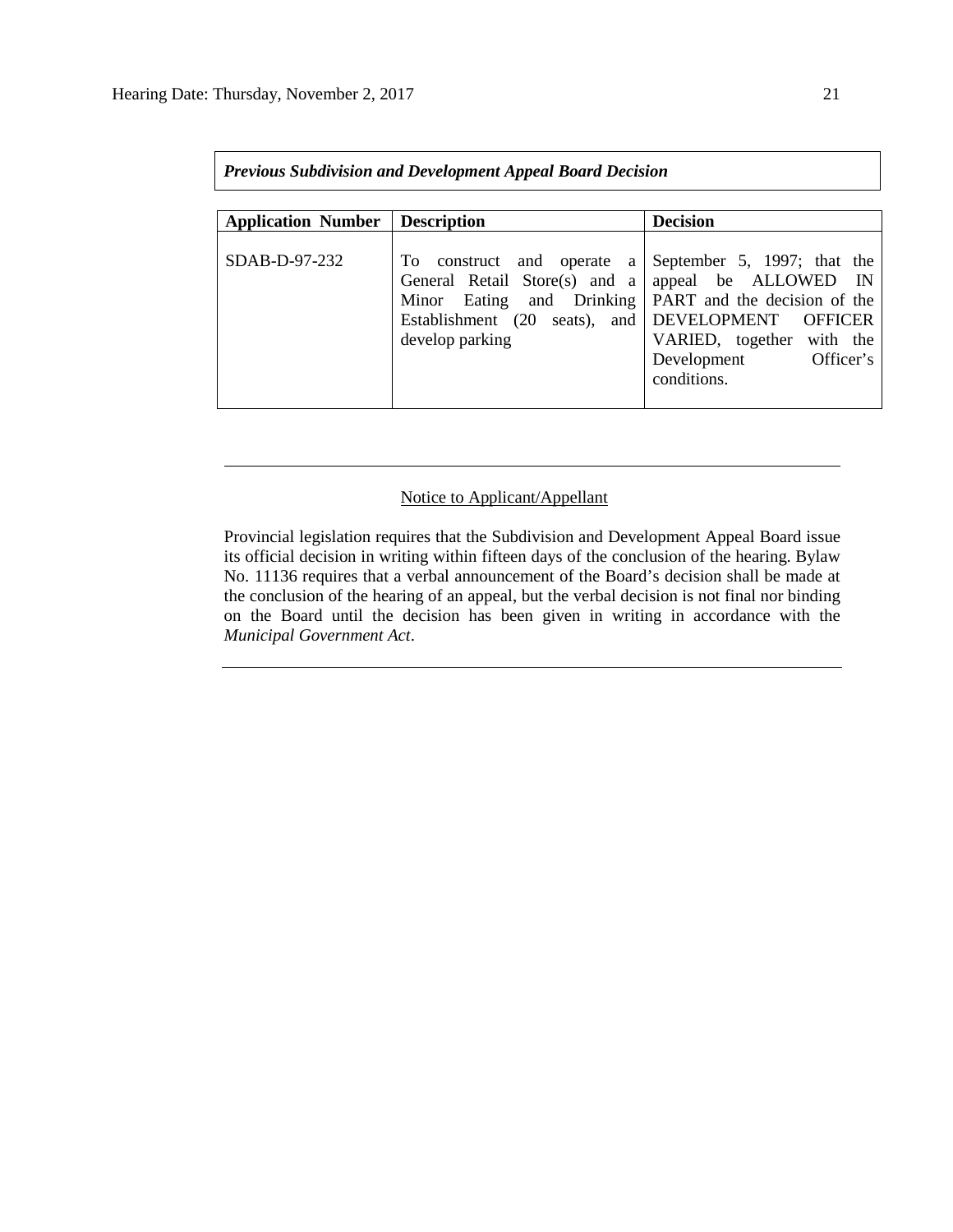***Previous Subdivision and Development Appeal Board Decision***

| Application Number | Description | Decision |
|---|---|---|
| SDAB-D-97-232 | To construct and operate a General Retail Store(s) and a Minor Eating and Drinking Establishment (20 seats), and develop parking | September 5, 1997; that the appeal be ALLOWED IN PART and the decision of the DEVELOPMENT OFFICER VARIED, together with the Development Officer's conditions. |

---

Notice to Applicant/Appellant

Provincial legislation requires that the Subdivision and Development Appeal Board issue its official decision in writing within fifteen days of the conclusion of the hearing. Bylaw No. 11136 requires that a verbal announcement of the Board's decision shall be made at the conclusion of the hearing of an appeal, but the verbal decision is not final nor binding on the Board until the decision has been given in writing in accordance with the *Municipal Government Act*.

---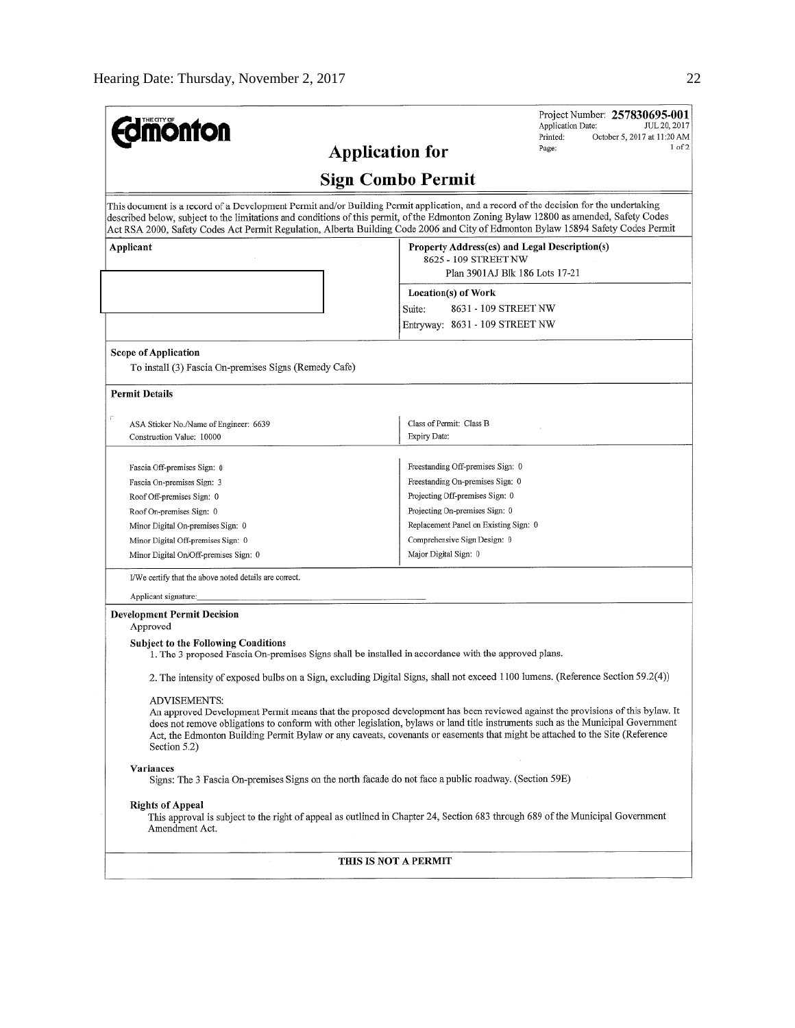Project Number: **257830695-001**
Application Date: JUL 20, 2017
Printed: October 5, 2017 at 11:20 AM
Page: 1 of 2

# Application for

# Sign Combo Permit

This document is a record of a Development Permit and/or Building Permit application, and a record of the decision for the undertaking described below, subject to the limitations and conditions of this permit, of the Edmonton Zoning Bylaw 12800 as amended, Safety Codes Act RSA 2000, Safety Codes Act Permit Regulation, Alberta Building Code 2006 and City of Edmonton Bylaw 15894 Safety Codes Permit

| **Applicant** | **Property Address(es) and Legal Description(s)** |
|---|---|
| | 8625 - 109 STREET NW |
| | Plan 3901AJ Blk 186 Lots 17-21 |
| | **Location(s) of Work** |
| | Suite: 8631 - 109 STREET NW |
| | Entryway: 8631 - 109 STREET NW |

**Scope of Application**

To install (3) Fascia On-premises Signs (Remedy Cafe)

**Permit Details**

| | |
|---|---|
| ASA Sticker No./Name of Engineer: 6639 | Class of Permit: Class B |
| Construction Value: 10000 | Expiry Date: |

| | |
|---|---|
| Fascia Off-premises Sign: 0 | Freestanding Off-premises Sign: 0 |
| Fascia On-premises Sign: 3 | Freestanding On-premises Sign: 0 |
| Roof Off-premises Sign: 0 | Projecting Off-premises Sign: 0 |
| Roof On-premises Sign: 0 | Projecting On-premises Sign: 0 |
| Minor Digital On-premises Sign: 0 | Replacement Panel on Existing Sign: 0 |
| Minor Digital Off-premises Sign: 0 | Comprehensive Sign Design: 0 |
| Minor Digital On/Off-premises Sign: 0 | Major Digital Sign: 0 |

I/We certify that the above noted details are correct.

Applicant signature: ____________________

**Development Permit Decision**

Approved

**Subject to the Following Conditions**

1. The 3 proposed Fascia On-premises Signs shall be installed in accordance with the approved plans.

2. The intensity of exposed bulbs on a Sign, excluding Digital Signs, shall not exceed 1100 lumens. (Reference Section 59.2(4))

ADVISEMENTS:

An approved Development Permit means that the proposed development has been reviewed against the provisions of this bylaw. It does not remove obligations to conform with other legislation, bylaws or land title instruments such as the Municipal Government Act, the Edmonton Building Permit Bylaw or any caveats, covenants or easements that might be attached to the Site (Reference Section 5.2)

**Variances**

Signs: The 3 Fascia On-premises Signs on the north facade do not face a public roadway. (Section 59E)

**Rights of Appeal**

This approval is subject to the right of appeal as outlined in Chapter 24, Section 683 through 689 of the Municipal Government Amendment Act.

**THIS IS NOT A PERMIT**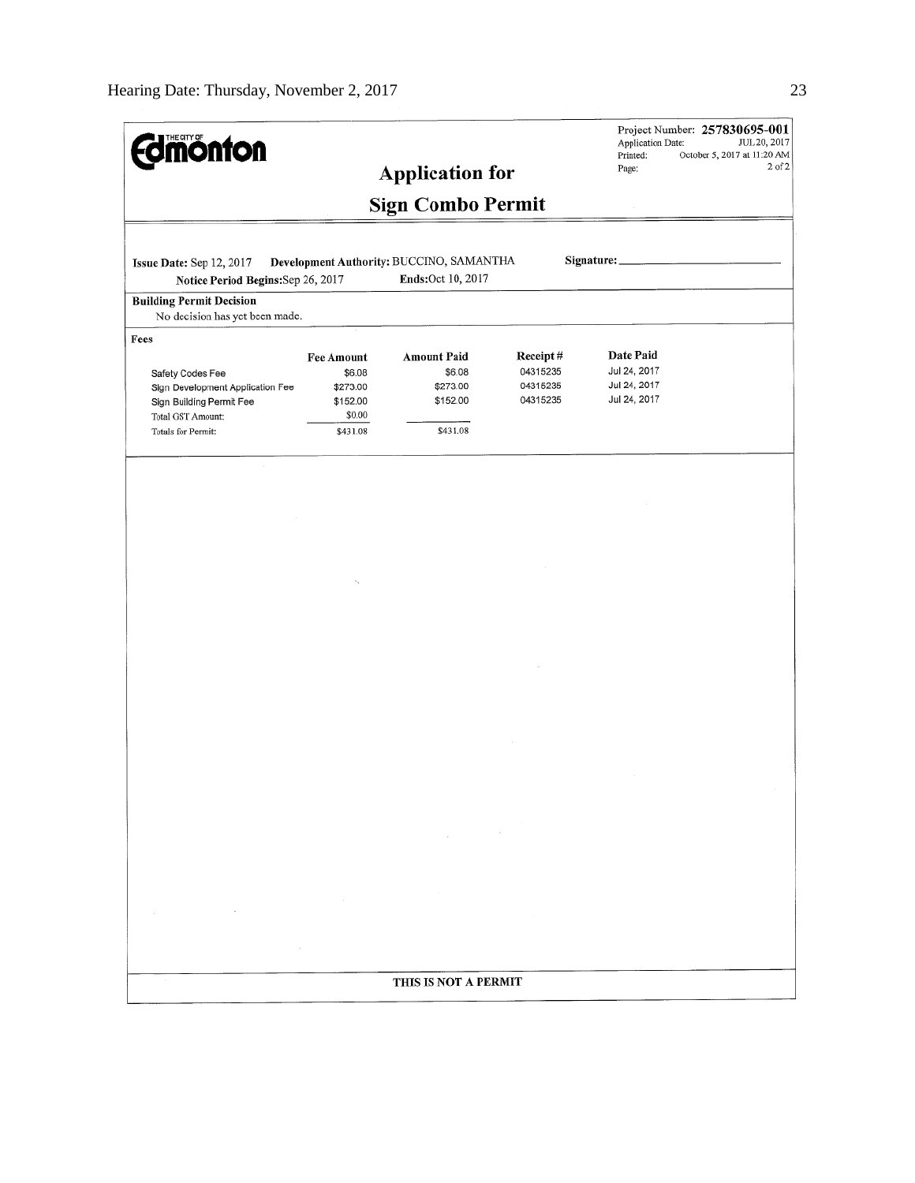**Edmonton** (The City of)

Project Number: **257830695-001**
Application Date: JUL 20, 2017
Printed: October 5, 2017 at 11:20 AM
Page: 2 of 2

# Application for

# Sign Combo Permit

**Issue Date:** Sep 12, 2017 **Development Authority:** BUCCINO, SAMANTHA **Signature:** ______________________

**Notice Period Begins:** Sep 26, 2017 **Ends:** Oct 10, 2017

**Building Permit Decision**

No decision has yet been made.

**Fees**

| | Fee Amount | Amount Paid | Receipt # | Date Paid |
|---|---|---|---|---|
| Safety Codes Fee | $6.08 | $6.08 | 04315235 | Jul 24, 2017 |
| Sign Development Application Fee | $273.00 | $273.00 | 04315235 | Jul 24, 2017 |
| Sign Building Permit Fee | $152.00 | $152.00 | 04315235 | Jul 24, 2017 |
| Total GST Amount: | $0.00 | | | |
| Totals for Permit: | $431.08 | $431.08 | | |

**THIS IS NOT A PERMIT**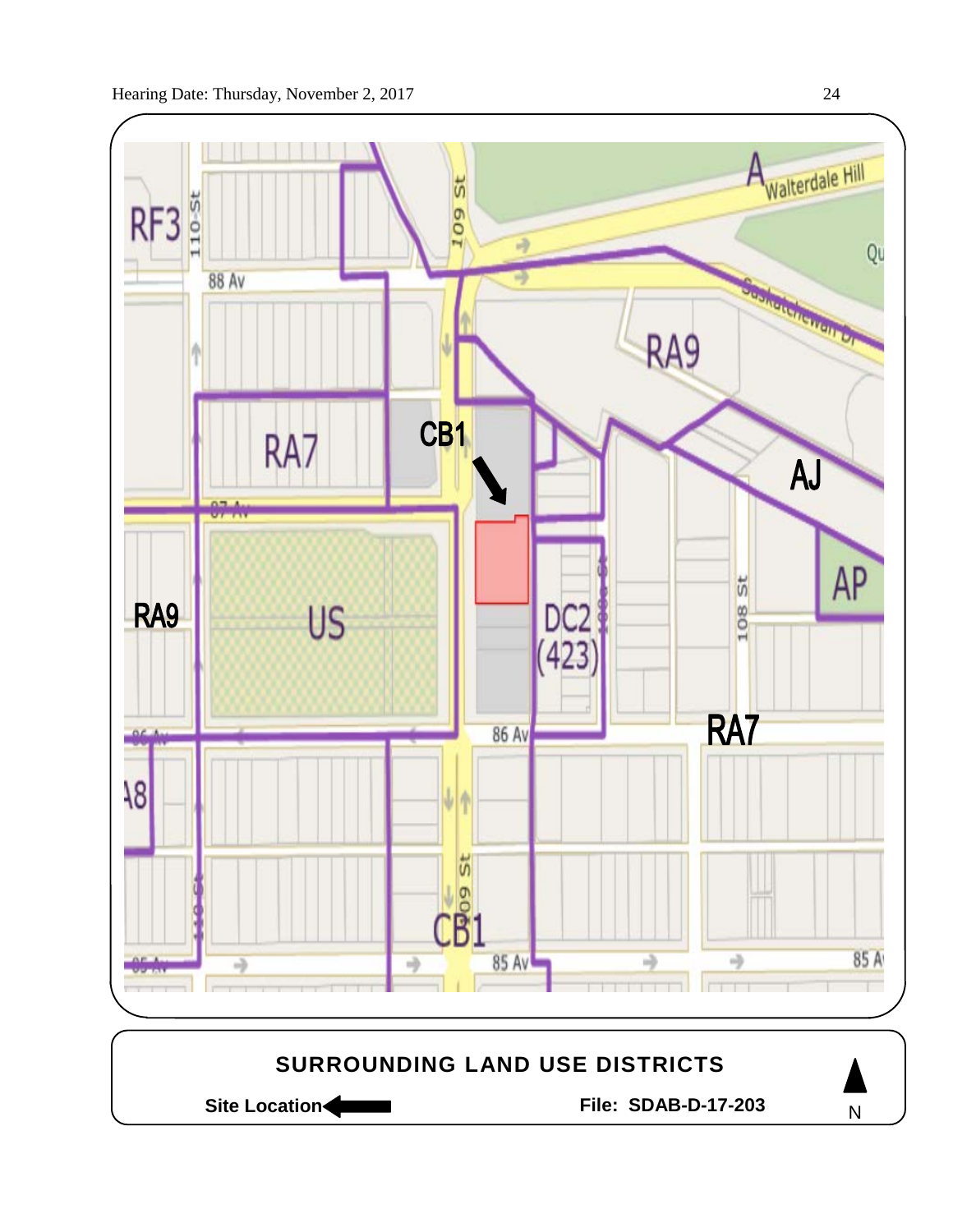RF3

110 St

109 St

Walterdale Hill

A

88 Av

Saskatchewan Dr

RA9

RA7

CB1

AJ

87 Av

AP

RA9

US

DC2 (423)

108 St

109 St

RA7

86 Av

86 Av

RA8

110 St

109 St

CB1

85 Av

85 Av

85 Av

## SURROUNDING LAND USE DISTRICTS

**Site Location** ⬅

**File: SDAB-D-17-203**

N